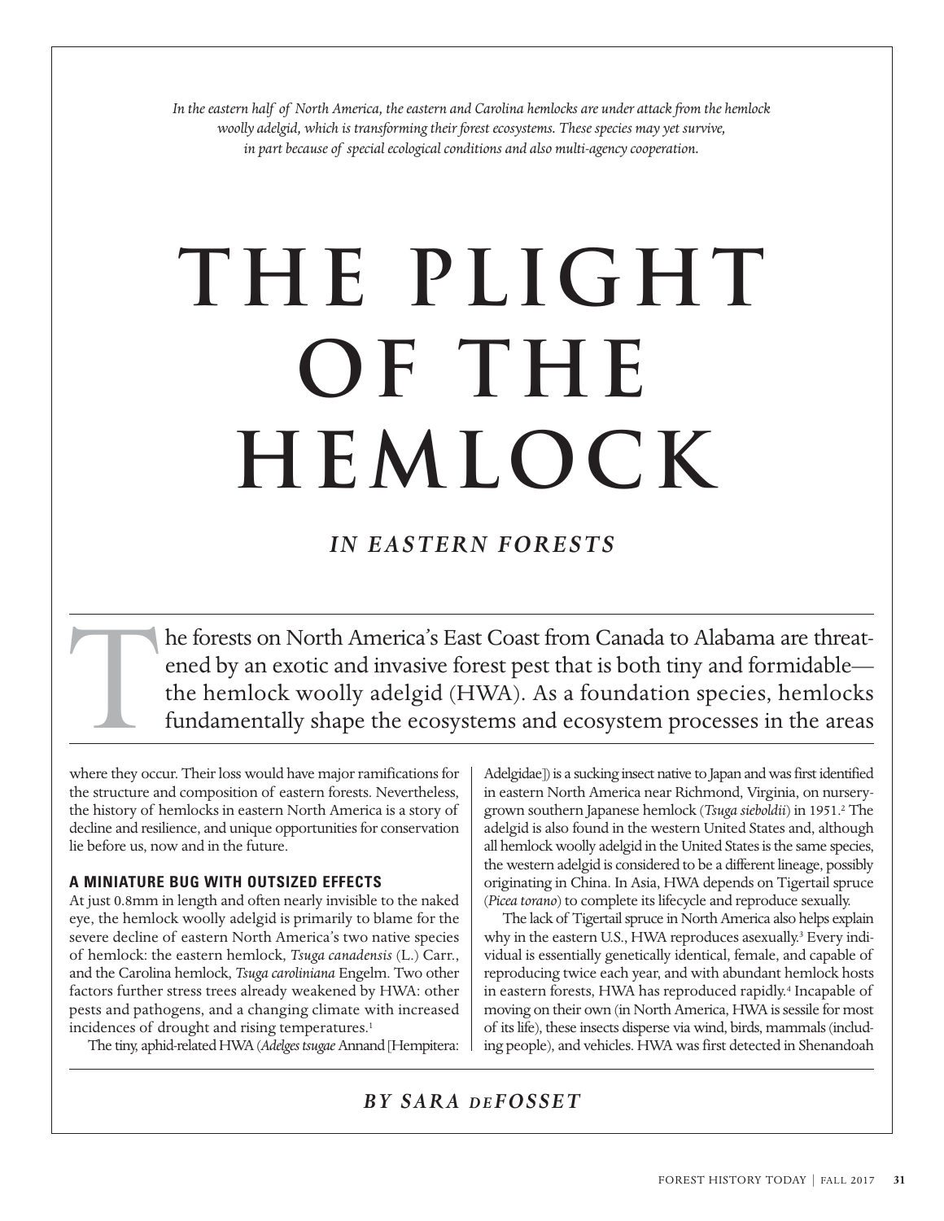*In the eastern half of North America, the eastern and Carolina hemlocks are under attack from the hemlock woolly adelgid, which is transforming their forest ecosystems. These species may yet survive, in part because of special ecological conditions and also multi-agency cooperation.*

# THE PLIGHT OF THE HEMLOCK

## *IN EASTERN FORESTS*

***BY SARA DEFOSSET***

The forests on North America's East Coast from Canada to Alabama are threatened by an exotic and invasive forest pest that is both tiny and formidable—the hemlock woolly adelgid (HWA). As a foundation species, hemlocks fundamentally shape the ecosystems and ecosystem processes in the areas where they occur. Their loss would have major ramifications for the structure and composition of eastern forests. Nevertheless, the history of hemlocks in eastern North America is a story of decline and resilience, and unique opportunities for conservation lie before us, now and in the future.

### A MINIATURE BUG WITH OUTSIZED EFFECTS

At just 0.8mm in length and often nearly invisible to the naked eye, the hemlock woolly adelgid is primarily to blame for the severe decline of eastern North America's two native species of hemlock: the eastern hemlock, *Tsuga canadensis* (L.) Carr., and the Carolina hemlock, *Tsuga caroliniana* Engelm. Two other factors further stress trees already weakened by HWA: other pests and pathogens, and a changing climate with increased incidences of drought and rising temperatures.[1]

The tiny, aphid-related HWA (*Adelges tsugae* Annand [Hempitera: Adelgidae]) is a sucking insect native to Japan and was first identified in eastern North America near Richmond, Virginia, on nursery-grown southern Japanese hemlock (*Tsuga sieboldii*) in 1951.[2] The adelgid is also found in the western United States and, although all hemlock woolly adelgid in the United States is the same species, the western adelgid is considered to be a different lineage, possibly originating in China. In Asia, HWA depends on Tigertail spruce (*Picea torano*) to complete its lifecycle and reproduce sexually.

The lack of Tigertail spruce in North America also helps explain why in the eastern U.S., HWA reproduces asexually.[3] Every individual is essentially genetically identical, female, and capable of reproducing twice each year, and with abundant hemlock hosts in eastern forests, HWA has reproduced rapidly.[4] Incapable of moving on their own (in North America, HWA is sessile for most of its life), these insects disperse via wind, birds, mammals (including people), and vehicles. HWA was first detected in Shenandoah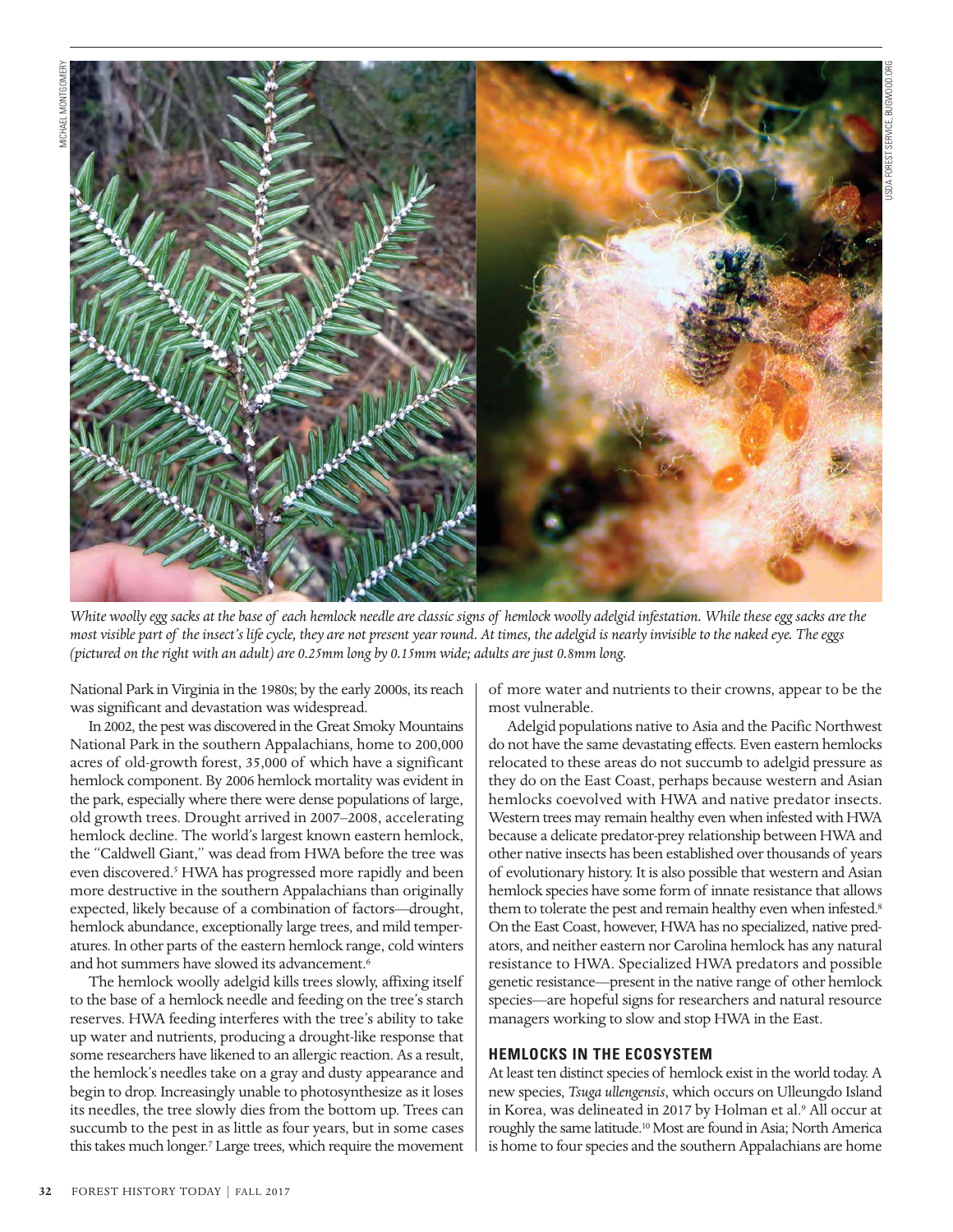*White woolly egg sacks at the base of each hemlock needle are classic signs of hemlock woolly adelgid infestation. While these egg sacks are the most visible part of the insect's life cycle, they are not present year round. At times, the adelgid is nearly invisible to the naked eye. The eggs (pictured on the right with an adult) are 0.25mm long by 0.15mm wide; adults are just 0.8mm long.*

National Park in Virginia in the 1980s; by the early 2000s, its reach was significant and devastation was widespread.

In 2002, the pest was discovered in the Great Smoky Mountains National Park in the southern Appalachians, home to 200,000 acres of old-growth forest, 35,000 of which have a significant hemlock component. By 2006 hemlock mortality was evident in the park, especially where there were dense populations of large, old growth trees. Drought arrived in 2007–2008, accelerating hemlock decline. The world's largest known eastern hemlock, the "Caldwell Giant," was dead from HWA before the tree was even discovered.[5] HWA has progressed more rapidly and been more destructive in the southern Appalachians than originally expected, likely because of a combination of factors—drought, hemlock abundance, exceptionally large trees, and mild temperatures. In other parts of the eastern hemlock range, cold winters and hot summers have slowed its advancement.[6]

The hemlock woolly adelgid kills trees slowly, affixing itself to the base of a hemlock needle and feeding on the tree's starch reserves. HWA feeding interferes with the tree's ability to take up water and nutrients, producing a drought-like response that some researchers have likened to an allergic reaction. As a result, the hemlock's needles take on a gray and dusty appearance and begin to drop. Increasingly unable to photosynthesize as it loses its needles, the tree slowly dies from the bottom up. Trees can succumb to the pest in as little as four years, but in some cases this takes much longer.[7] Large trees, which require the movement of more water and nutrients to their crowns, appear to be the most vulnerable.

Adelgid populations native to Asia and the Pacific Northwest do not have the same devastating effects. Even eastern hemlocks relocated to these areas do not succumb to adelgid pressure as they do on the East Coast, perhaps because western and Asian hemlocks coevolved with HWA and native predator insects. Western trees may remain healthy even when infested with HWA because a delicate predator-prey relationship between HWA and other native insects has been established over thousands of years of evolutionary history. It is also possible that western and Asian hemlock species have some form of innate resistance that allows them to tolerate the pest and remain healthy even when infested.[8] On the East Coast, however, HWA has no specialized, native predators, and neither eastern nor Carolina hemlock has any natural resistance to HWA. Specialized HWA predators and possible genetic resistance—present in the native range of other hemlock species—are hopeful signs for researchers and natural resource managers working to slow and stop HWA in the East.

## HEMLOCKS IN THE ECOSYSTEM

At least ten distinct species of hemlock exist in the world today. A new species, *Tsuga ullengensis*, which occurs on Ulleungdo Island in Korea, was delineated in 2017 by Holman et al.[9] All occur at roughly the same latitude.[10] Most are found in Asia; North America is home to four species and the southern Appalachians are home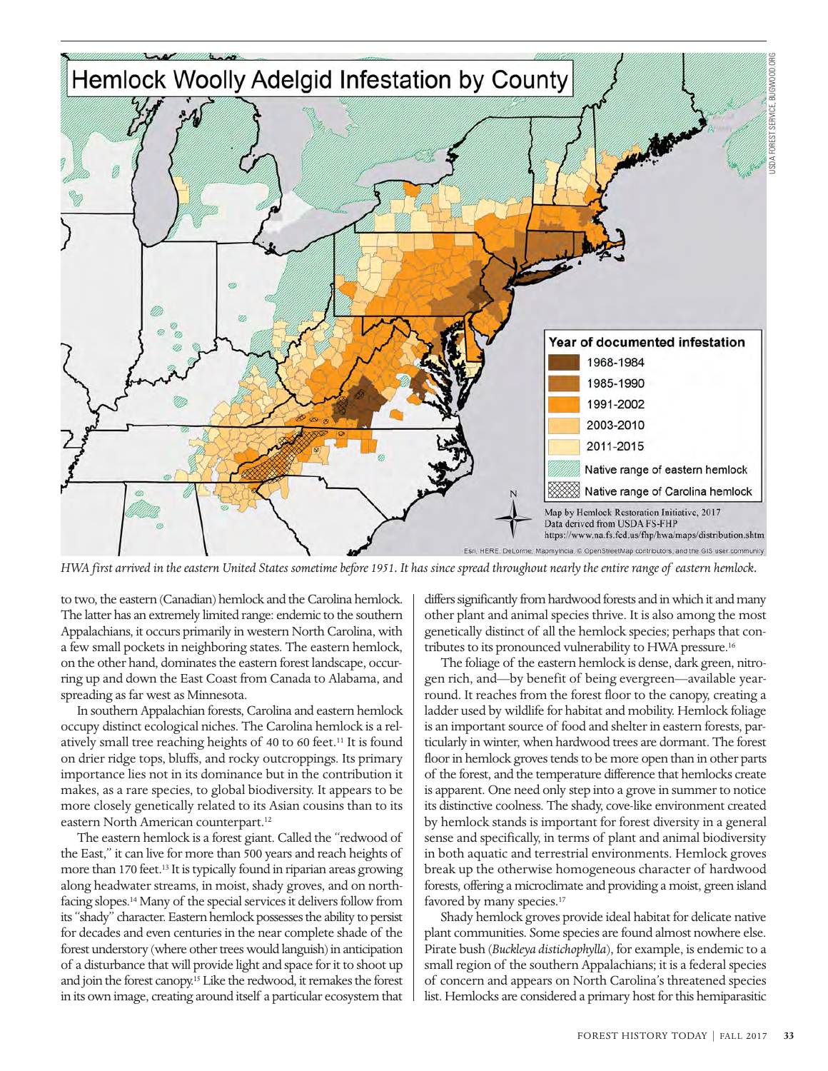*HWA first arrived in the eastern United States sometime before 1951. It has since spread throughout nearly the entire range of eastern hemlock.*

to two, the eastern (Canadian) hemlock and the Carolina hemlock. The latter has an extremely limited range: endemic to the southern Appalachians, it occurs primarily in western North Carolina, with a few small pockets in neighboring states. The eastern hemlock, on the other hand, dominates the eastern forest landscape, occurring up and down the East Coast from Canada to Alabama, and spreading as far west as Minnesota.

In southern Appalachian forests, Carolina and eastern hemlock occupy distinct ecological niches. The Carolina hemlock is a relatively small tree reaching heights of 40 to 60 feet.[11] It is found on drier ridge tops, bluffs, and rocky outcroppings. Its primary importance lies not in its dominance but in the contribution it makes, as a rare species, to global biodiversity. It appears to be more closely genetically related to its Asian cousins than to its eastern North American counterpart.[12]

The eastern hemlock is a forest giant. Called the "redwood of the East," it can live for more than 500 years and reach heights of more than 170 feet.[13] It is typically found in riparian areas growing along headwater streams, in moist, shady groves, and on north-facing slopes.[14] Many of the special services it delivers follow from its "shady" character. Eastern hemlock possesses the ability to persist for decades and even centuries in the near complete shade of the forest understory (where other trees would languish) in anticipation of a disturbance that will provide light and space for it to shoot up and join the forest canopy.[15] Like the redwood, it remakes the forest in its own image, creating around itself a particular ecosystem that differs significantly from hardwood forests and in which it and many other plant and animal species thrive. It is also among the most genetically distinct of all the hemlock species; perhaps that contributes to its pronounced vulnerability to HWA pressure.[16]

The foliage of the eastern hemlock is dense, dark green, nitrogen rich, and—by benefit of being evergreen—available year-round. It reaches from the forest floor to the canopy, creating a ladder used by wildlife for habitat and mobility. Hemlock foliage is an important source of food and shelter in eastern forests, particularly in winter, when hardwood trees are dormant. The forest floor in hemlock groves tends to be more open than in other parts of the forest, and the temperature difference that hemlocks create is apparent. One need only step into a grove in summer to notice its distinctive coolness. The shady, cove-like environment created by hemlock stands is important for forest diversity in a general sense and specifically, in terms of plant and animal biodiversity in both aquatic and terrestrial environments. Hemlock groves break up the otherwise homogeneous character of hardwood forests, offering a microclimate and providing a moist, green island favored by many species.[17]

Shady hemlock groves provide ideal habitat for delicate native plant communities. Some species are found almost nowhere else. Pirate bush (*Buckleya distichophylla*), for example, is endemic to a small region of the southern Appalachians; it is a federal species of concern and appears on North Carolina's threatened species list. Hemlocks are considered a primary host for this hemiparasitic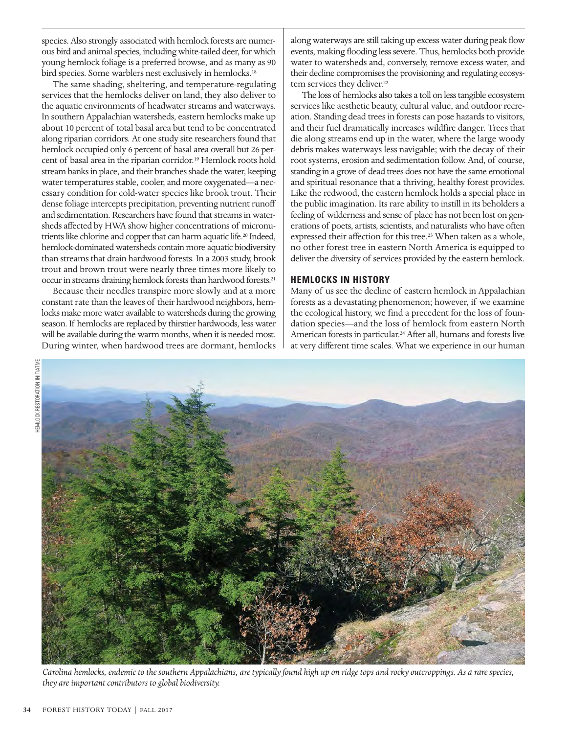species. Also strongly associated with hemlock forests are numerous bird and animal species, including white-tailed deer, for which young hemlock foliage is a preferred browse, and as many as 90 bird species. Some warblers nest exclusively in hemlocks.[18]

The same shading, sheltering, and temperature-regulating services that the hemlocks deliver on land, they also deliver to the aquatic environments of headwater streams and waterways. In southern Appalachian watersheds, eastern hemlocks make up about 10 percent of total basal area but tend to be concentrated along riparian corridors. At one study site researchers found that hemlock occupied only 6 percent of basal area overall but 26 percent of basal area in the riparian corridor.[19] Hemlock roots hold stream banks in place, and their branches shade the water, keeping water temperatures stable, cooler, and more oxygenated—a necessary condition for cold-water species like brook trout. Their dense foliage intercepts precipitation, preventing nutrient runoff and sedimentation. Researchers have found that streams in watersheds affected by HWA show higher concentrations of micronutrients like chlorine and copper that can harm aquatic life.[20] Indeed, hemlock-dominated watersheds contain more aquatic biodiversity than streams that drain hardwood forests. In a 2003 study, brook trout and brown trout were nearly three times more likely to occur in streams draining hemlock forests than hardwood forests.[21]

Because their needles transpire more slowly and at a more constant rate than the leaves of their hardwood neighbors, hemlocks make more water available to watersheds during the growing season. If hemlocks are replaced by thirstier hardwoods, less water will be available during the warm months, when it is needed most. During winter, when hardwood trees are dormant, hemlocks along waterways are still taking up excess water during peak flow events, making flooding less severe. Thus, hemlocks both provide water to watersheds and, conversely, remove excess water, and their decline compromises the provisioning and regulating ecosystem services they deliver.[22]

The loss of hemlocks also takes a toll on less tangible ecosystem services like aesthetic beauty, cultural value, and outdoor recreation. Standing dead trees in forests can pose hazards to visitors, and their fuel dramatically increases wildfire danger. Trees that die along streams end up in the water, where the large woody debris makes waterways less navigable; with the decay of their root systems, erosion and sedimentation follow. And, of course, standing in a grove of dead trees does not have the same emotional and spiritual resonance that a thriving, healthy forest provides. Like the redwood, the eastern hemlock holds a special place in the public imagination. Its rare ability to instill in its beholders a feeling of wilderness and sense of place has not been lost on generations of poets, artists, scientists, and naturalists who have often expressed their affection for this tree.[23] When taken as a whole, no other forest tree in eastern North America is equipped to deliver the diversity of services provided by the eastern hemlock.

## HEMLOCKS IN HISTORY

Many of us see the decline of eastern hemlock in Appalachian forests as a devastating phenomenon; however, if we examine the ecological history, we find a precedent for the loss of foundation species—and the loss of hemlock from eastern North American forests in particular.[24] After all, humans and forests live at very different time scales. What we experience in our human

HEMLOCK RESTORATION INITIATIVE

*Carolina hemlocks, endemic to the southern Appalachians, are typically found high up on ridge tops and rocky outcroppings. As a rare species, they are important contributors to global biodiversity.*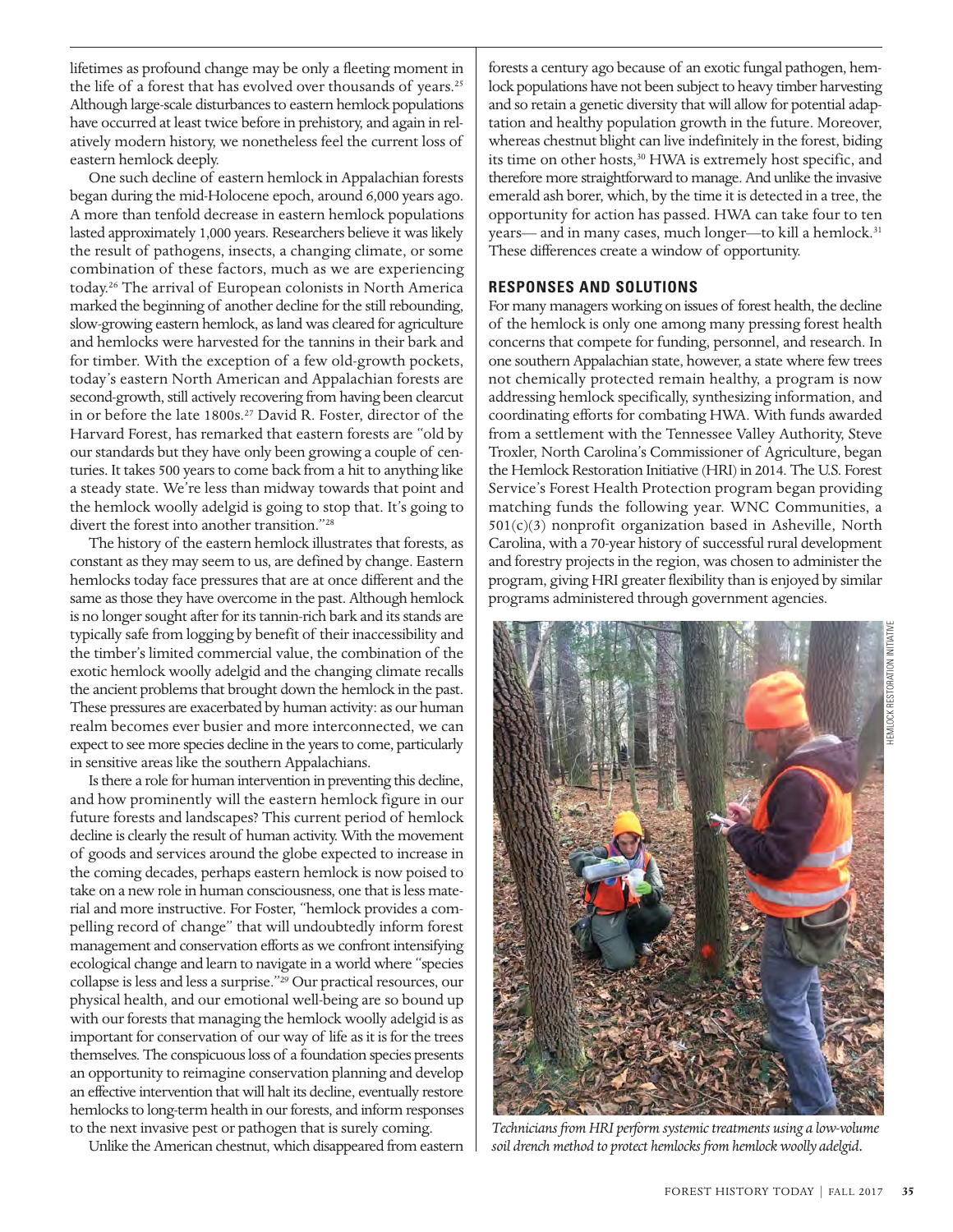lifetimes as profound change may be only a fleeting moment in the life of a forest that has evolved over thousands of years.[25] Although large-scale disturbances to eastern hemlock populations have occurred at least twice before in prehistory, and again in relatively modern history, we nonetheless feel the current loss of eastern hemlock deeply.

One such decline of eastern hemlock in Appalachian forests began during the mid-Holocene epoch, around 6,000 years ago. A more than tenfold decrease in eastern hemlock populations lasted approximately 1,000 years. Researchers believe it was likely the result of pathogens, insects, a changing climate, or some combination of these factors, much as we are experiencing today.[26] The arrival of European colonists in North America marked the beginning of another decline for the still rebounding, slow-growing eastern hemlock, as land was cleared for agriculture and hemlocks were harvested for the tannins in their bark and for timber. With the exception of a few old-growth pockets, today's eastern North American and Appalachian forests are second-growth, still actively recovering from having been clearcut in or before the late 1800s.[27] David R. Foster, director of the Harvard Forest, has remarked that eastern forests are "old by our standards but they have only been growing a couple of centuries. It takes 500 years to come back from a hit to anything like a steady state. We're less than midway towards that point and the hemlock woolly adelgid is going to stop that. It's going to divert the forest into another transition."[28]

The history of the eastern hemlock illustrates that forests, as constant as they may seem to us, are defined by change. Eastern hemlocks today face pressures that are at once different and the same as those they have overcome in the past. Although hemlock is no longer sought after for its tannin-rich bark and its stands are typically safe from logging by benefit of their inaccessibility and the timber's limited commercial value, the combination of the exotic hemlock woolly adelgid and the changing climate recalls the ancient problems that brought down the hemlock in the past. These pressures are exacerbated by human activity: as our human realm becomes ever busier and more interconnected, we can expect to see more species decline in the years to come, particularly in sensitive areas like the southern Appalachians.

Is there a role for human intervention in preventing this decline, and how prominently will the eastern hemlock figure in our future forests and landscapes? This current period of hemlock decline is clearly the result of human activity. With the movement of goods and services around the globe expected to increase in the coming decades, perhaps eastern hemlock is now poised to take on a new role in human consciousness, one that is less material and more instructive. For Foster, "hemlock provides a compelling record of change" that will undoubtedly inform forest management and conservation efforts as we confront intensifying ecological change and learn to navigate in a world where "species collapse is less and less a surprise."[29] Our practical resources, our physical health, and our emotional well-being are so bound up with our forests that managing the hemlock woolly adelgid is as important for conservation of our way of life as it is for the trees themselves. The conspicuous loss of a foundation species presents an opportunity to reimagine conservation planning and develop an effective intervention that will halt its decline, eventually restore hemlocks to long-term health in our forests, and inform responses to the next invasive pest or pathogen that is surely coming.

Unlike the American chestnut, which disappeared from eastern forests a century ago because of an exotic fungal pathogen, hemlock populations have not been subject to heavy timber harvesting and so retain a genetic diversity that will allow for potential adaptation and healthy population growth in the future. Moreover, whereas chestnut blight can live indefinitely in the forest, biding its time on other hosts,[30] HWA is extremely host specific, and therefore more straightforward to manage. And unlike the invasive emerald ash borer, which, by the time it is detected in a tree, the opportunity for action has passed. HWA can take four to ten years— and in many cases, much longer—to kill a hemlock.[31] These differences create a window of opportunity.

## RESPONSES AND SOLUTIONS

For many managers working on issues of forest health, the decline of the hemlock is only one among many pressing forest health concerns that compete for funding, personnel, and research. In one southern Appalachian state, however, a state where few trees not chemically protected remain healthy, a program is now addressing hemlock specifically, synthesizing information, and coordinating efforts for combating HWA. With funds awarded from a settlement with the Tennessee Valley Authority, Steve Troxler, North Carolina's Commissioner of Agriculture, began the Hemlock Restoration Initiative (HRI) in 2014. The U.S. Forest Service's Forest Health Protection program began providing matching funds the following year. WNC Communities, a 501(c)(3) nonprofit organization based in Asheville, North Carolina, with a 70-year history of successful rural development and forestry projects in the region, was chosen to administer the program, giving HRI greater flexibility than is enjoyed by similar programs administered through government agencies.

HEMLOCK RESTORATION INITIATIVE

*Technicians from HRI perform systemic treatments using a low-volume soil drench method to protect hemlocks from hemlock woolly adelgid.*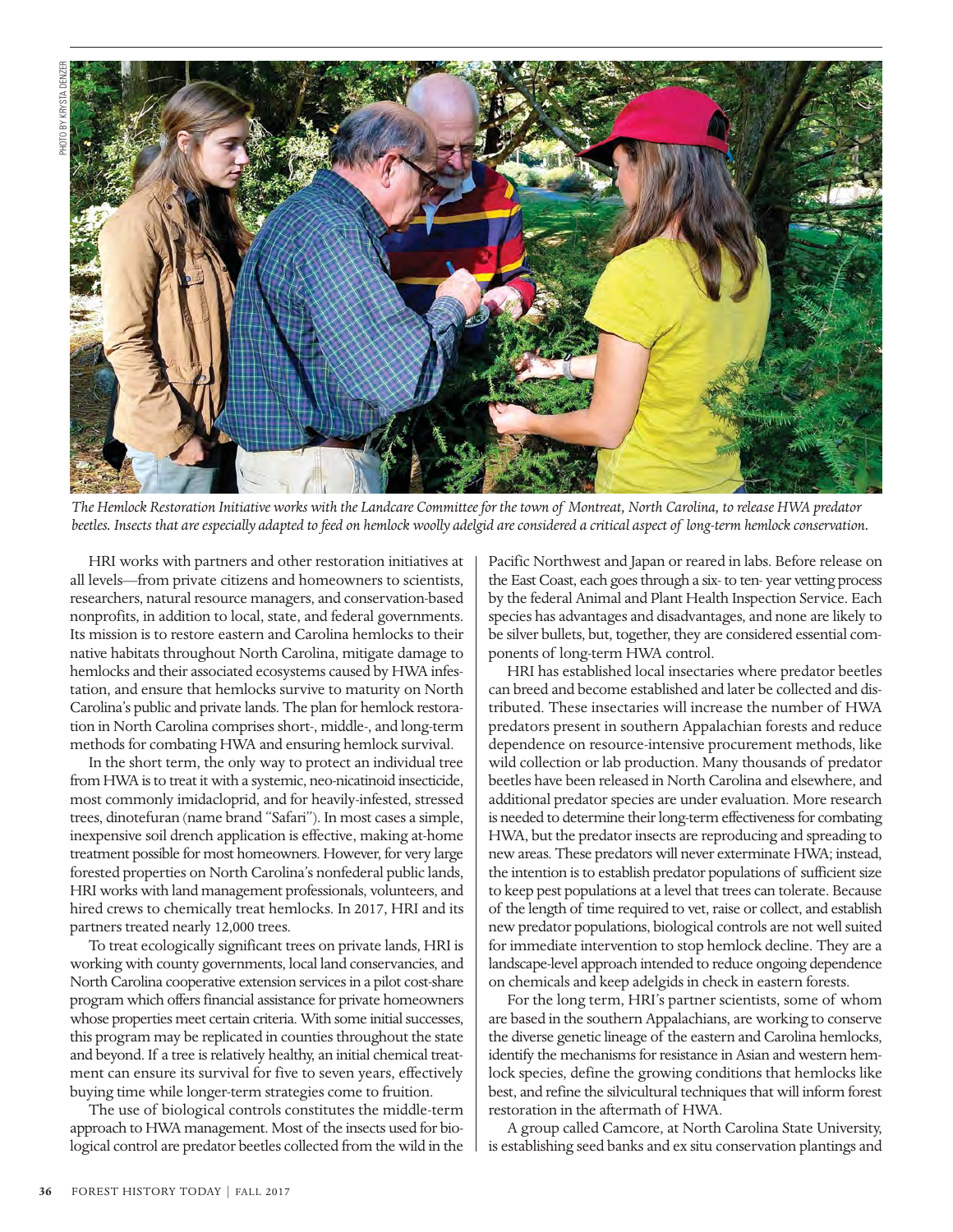*The Hemlock Restoration Initiative works with the Landcare Committee for the town of Montreat, North Carolina, to release HWA predator beetles. Insects that are especially adapted to feed on hemlock woolly adelgid are considered a critical aspect of long-term hemlock conservation.*

HRI works with partners and other restoration initiatives at all levels—from private citizens and homeowners to scientists, researchers, natural resource managers, and conservation-based nonprofits, in addition to local, state, and federal governments. Its mission is to restore eastern and Carolina hemlocks to their native habitats throughout North Carolina, mitigate damage to hemlocks and their associated ecosystems caused by HWA infestation, and ensure that hemlocks survive to maturity on North Carolina's public and private lands. The plan for hemlock restoration in North Carolina comprises short-, middle-, and long-term methods for combating HWA and ensuring hemlock survival.

In the short term, the only way to protect an individual tree from HWA is to treat it with a systemic, neo-nicatinoid insecticide, most commonly imidacloprid, and for heavily-infested, stressed trees, dinotefuran (name brand "Safari"). In most cases a simple, inexpensive soil drench application is effective, making at-home treatment possible for most homeowners. However, for very large forested properties on North Carolina's nonfederal public lands, HRI works with land management professionals, volunteers, and hired crews to chemically treat hemlocks. In 2017, HRI and its partners treated nearly 12,000 trees.

To treat ecologically significant trees on private lands, HRI is working with county governments, local land conservancies, and North Carolina cooperative extension services in a pilot cost-share program which offers financial assistance for private homeowners whose properties meet certain criteria. With some initial successes, this program may be replicated in counties throughout the state and beyond. If a tree is relatively healthy, an initial chemical treatment can ensure its survival for five to seven years, effectively buying time while longer-term strategies come to fruition.

The use of biological controls constitutes the middle-term approach to HWA management. Most of the insects used for biological control are predator beetles collected from the wild in the Pacific Northwest and Japan or reared in labs. Before release on the East Coast, each goes through a six- to ten- year vetting process by the federal Animal and Plant Health Inspection Service. Each species has advantages and disadvantages, and none are likely to be silver bullets, but, together, they are considered essential components of long-term HWA control.

HRI has established local insectaries where predator beetles can breed and become established and later be collected and distributed. These insectaries will increase the number of HWA predators present in southern Appalachian forests and reduce dependence on resource-intensive procurement methods, like wild collection or lab production. Many thousands of predator beetles have been released in North Carolina and elsewhere, and additional predator species are under evaluation. More research is needed to determine their long-term effectiveness for combating HWA, but the predator insects are reproducing and spreading to new areas. These predators will never exterminate HWA; instead, the intention is to establish predator populations of sufficient size to keep pest populations at a level that trees can tolerate. Because of the length of time required to vet, raise or collect, and establish new predator populations, biological controls are not well suited for immediate intervention to stop hemlock decline. They are a landscape-level approach intended to reduce ongoing dependence on chemicals and keep adelgids in check in eastern forests.

For the long term, HRI's partner scientists, some of whom are based in the southern Appalachians, are working to conserve the diverse genetic lineage of the eastern and Carolina hemlocks, identify the mechanisms for resistance in Asian and western hemlock species, define the growing conditions that hemlocks like best, and refine the silvicultural techniques that will inform forest restoration in the aftermath of HWA.

A group called Camcore, at North Carolina State University, is establishing seed banks and ex situ conservation plantings and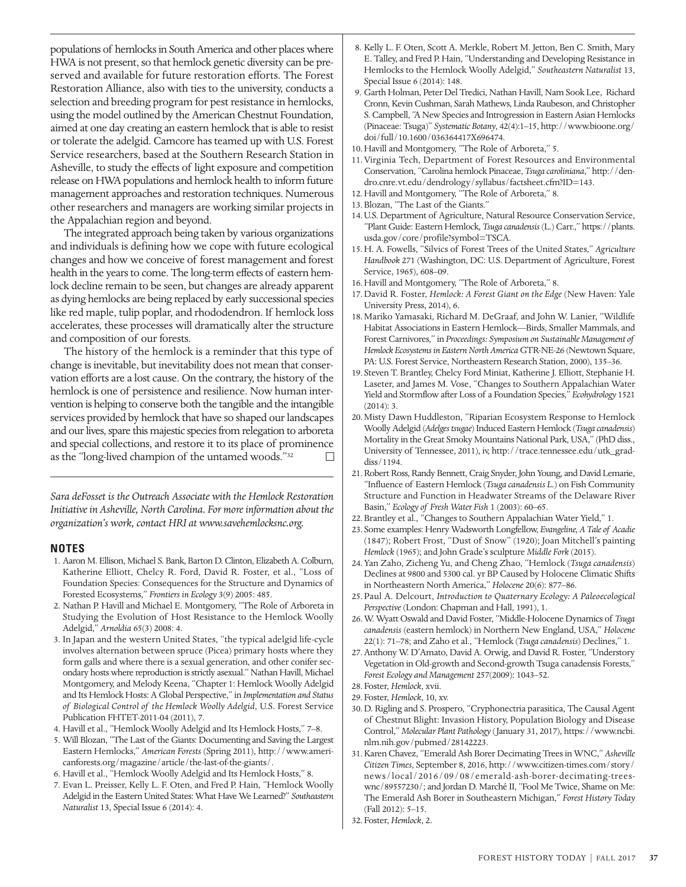populations of hemlocks in South America and other places where HWA is not present, so that hemlock genetic diversity can be preserved and available for future restoration efforts. The Forest Restoration Alliance, also with ties to the university, conducts a selection and breeding program for pest resistance in hemlocks, using the model outlined by the American Chestnut Foundation, aimed at one day creating an eastern hemlock that is able to resist or tolerate the adelgid. Camcore has teamed up with U.S. Forest Service researchers, based at the Southern Research Station in Asheville, to study the effects of light exposure and competition release on HWA populations and hemlock health to inform future management approaches and restoration techniques. Numerous other researchers and managers are working similar projects in the Appalachian region and beyond.

The integrated approach being taken by various organizations and individuals is defining how we cope with future ecological changes and how we conceive of forest management and forest health in the years to come. The long-term effects of eastern hemlock decline remain to be seen, but changes are already apparent as dying hemlocks are being replaced by early successional species like red maple, tulip poplar, and rhododendron. If hemlock loss accelerates, these processes will dramatically alter the structure and composition of our forests.

The history of the hemlock is a reminder that this type of change is inevitable, but inevitability does not mean that conservation efforts are a lost cause. On the contrary, the history of the hemlock is one of persistence and resilience. Now human intervention is helping to conserve both the tangible and the intangible services provided by hemlock that have so shaped our landscapes and our lives, spare this majestic species from relegation to arboreta and special collections, and restore it to its place of prominence as the "long-lived champion of the untamed woods."[32] □

---

*Sara deFosset is the Outreach Associate with the Hemlock Restoration Initiative in Asheville, North Carolina. For more information about the organization's work, contact HRI at www.savehemlocksnc.org.*

## NOTES

1. Aaron M. Ellison, Michael S. Bank, Barton D. Clinton, Elizabeth A. Colburn, Katherine Elliott, Chelcy R. Ford, David R. Foster, et al., "Loss of Foundation Species: Consequences for the Structure and Dynamics of Forested Ecosystems," *Frontiers in Ecology* 3(9) 2005: 485.
2. Nathan P. Havill and Michael E. Montgomery, "The Role of Arboreta in Studying the Evolution of Host Resistance to the Hemlock Woolly Adelgid," *Arnoldia* 65(3) 2008: 4.
3. In Japan and the western United States, "the typical adelgid life-cycle involves alternation between spruce (Picea) primary hosts where they form galls and where there is a sexual generation, and other conifer secondary hosts where reproduction is strictly asexual." Nathan Havill, Michael Montgomery, and Melody Keena, "Chapter 1: Hemlock Woolly Adelgid and Its Hemlock Hosts: A Global Perspective," in *Implementation and Status of Biological Control of the Hemlock Woolly Adelgid*, U.S. Forest Service Publication FHTET-2011-04 (2011), 7.
4. Havill et al., "Hemlock Woolly Adelgid and Its Hemlock Hosts," 7–8.
5. Will Blozan, "The Last of the Giants: Documenting and Saving the Largest Eastern Hemlocks," *American Forests* (Spring 2011), http://www.americanforests.org/magazine/article/the-last-of-the-giants/.
6. Havill et al., "Hemlock Woolly Adelgid and Its Hemlock Hosts," 8.
7. Evan L. Preisser, Kelly L. F. Oten, and Fred P. Hain, "Hemlock Woolly Adelgid in the Eastern United States: What Have We Learned?" *Southeastern Naturalist* 13, Special Issue 6 (2014): 4.
8. Kelly L. F. Oten, Scott A. Merkle, Robert M. Jetton, Ben C. Smith, Mary E. Talley, and Fred P. Hain, "Understanding and Developing Resistance in Hemlocks to the Hemlock Woolly Adelgid," *Southeastern Naturalist* 13, Special Issue 6 (2014): 148.
9. Garth Holman, Peter Del Tredici, Nathan Havill, Nam Sook Lee, Richard Cronn, Kevin Cushman, Sarah Mathews, Linda Raubeson, and Christopher S. Campbell, "A New Species and Introgression in Eastern Asian Hemlocks (Pinaceae: Tsuga)" *Systematic Botany*, 42(4):1–15, http://www.bioone.org/doi/full/10.1600/036364417X696474.
10. Havill and Montgomery, "The Role of Arboreta," 5.
11. Virginia Tech, Department of Forest Resources and Environmental Conservation, "Carolina hemlock Pinaceae, *Tsuga caroliniana*," http://dendro.cnre.vt.edu/dendrology/syllabus/factsheet.cfm?ID=143.
12. Havill and Montgomery, "The Role of Arboreta," 8.
13. Blozan, "The Last of the Giants."
14. U.S. Department of Agriculture, Natural Resource Conservation Service, "Plant Guide: Eastern Hemlock, *Tsuga canadensis* (L.) Carr.," https://plants.usda.gov/core/profile?symbol=TSCA.
15. H. A. Fowells, "Silvics of Forest Trees of the United States," *Agriculture Handbook* 271 (Washington, DC: U.S. Department of Agriculture, Forest Service, 1965), 608–09.
16. Havill and Montgomery, "The Role of Arboreta," 8.
17. David R. Foster, *Hemlock: A Forest Giant on the Edge* (New Haven: Yale University Press, 2014), 6.
18. Mariko Yamasaki, Richard M. DeGraaf, and John W. Lanier, "Wildlife Habitat Associations in Eastern Hemlock—Birds, Smaller Mammals, and Forest Carnivores," in *Proceedings: Symposium on Sustainable Management of Hemlock Ecosystems in Eastern North America* GTR-NE-26 (Newtown Square, PA: U.S. Forest Service, Northeastern Research Station, 2000), 135–36.
19. Steven T. Brantley, Chelcy Ford Miniat, Katherine J. Elliott, Stephanie H. Laseter, and James M. Vose, "Changes to Southern Appalachian Water Yield and Stormflow after Loss of a Foundation Species," *Ecohydrology* 1521 (2014): 3.
20. Misty Dawn Huddleston, "Riparian Ecosystem Response to Hemlock Woolly Adelgid (*Adelges tsugae*) Induced Eastern Hemlock (*Tsuga canadensis*) Mortality in the Great Smoky Mountains National Park, USA," (PhD diss., University of Tennessee, 2011), iv, http://trace.tennessee.edu/utk_graddiss/1194.
21. Robert Ross, Randy Bennett, Craig Snyder, John Young, and David Lemarie, "Influence of Eastern Hemlock (*Tsuga canadensis L.*) on Fish Community Structure and Function in Headwater Streams of the Delaware River Basin," *Ecology of Fresh Water Fish* 1 (2003): 60–65.
22. Brantley et al., "Changes to Southern Appalachian Water Yield," 1.
23. Some examples: Henry Wadsworth Longfellow, *Evangeline, A Tale of Acadie* (1847); Robert Frost, "Dust of Snow" (1920); Joan Mitchell's painting *Hemlock* (1965); and John Grade's sculpture *Middle Fork* (2015).
24. Yan Zaho, Zicheng Yu, and Cheng Zhao, "Hemlock (*Tsuga canadensis*) Declines at 9800 and 5300 cal. yr BP Caused by Holocene Climatic Shifts in Northeastern North America," *Holocene* 20(6): 877–86.
25. Paul A. Delcourt, *Introduction to Quaternary Ecology: A Paleoecological Perspective* (London: Chapman and Hall, 1991), 1.
26. W. Wyatt Oswald and David Foster, "Middle-Holocene Dynamics of *Tsuga canadensis* (eastern hemlock) in Northern New England, USA," *Holocene* 22(1): 71–78; and Zaho et al., "Hemlock (*Tsuga canadensis*) Declines," 1.
27. Anthony W. D'Amato, David A. Orwig, and David R. Foster, "Understory Vegetation in Old-growth and Second-growth Tsuga canadensis Forests," *Forest Ecology and Management* 257(2009): 1043–52.
28. Foster, *Hemlock*, xvii.
29. Foster, *Hemlock*, 10, xv.
30. D. Rigling and S. Prospero, "Cryphonectria parasitica, The Causal Agent of Chestnut Blight: Invasion History, Population Biology and Disease Control," *Molecular Plant Pathology* (January 31, 2017), https://www.ncbi.nlm.nih.gov/pubmed/28142223.
31. Karen Chavez, "Emerald Ash Borer Decimating Trees in WNC," *Asheville Citizen Times*, September 8, 2016, http://www.citizen-times.com/story/news/local/2016/09/08/emerald-ash-borer-decimating-trees-wnc/89557230/; and Jordan D. Marché II, "Fool Me Twice, Shame on Me: The Emerald Ash Borer in Southeastern Michigan," *Forest History Today* (Fall 2012): 5–15.
32. Foster, *Hemlock*, 2.